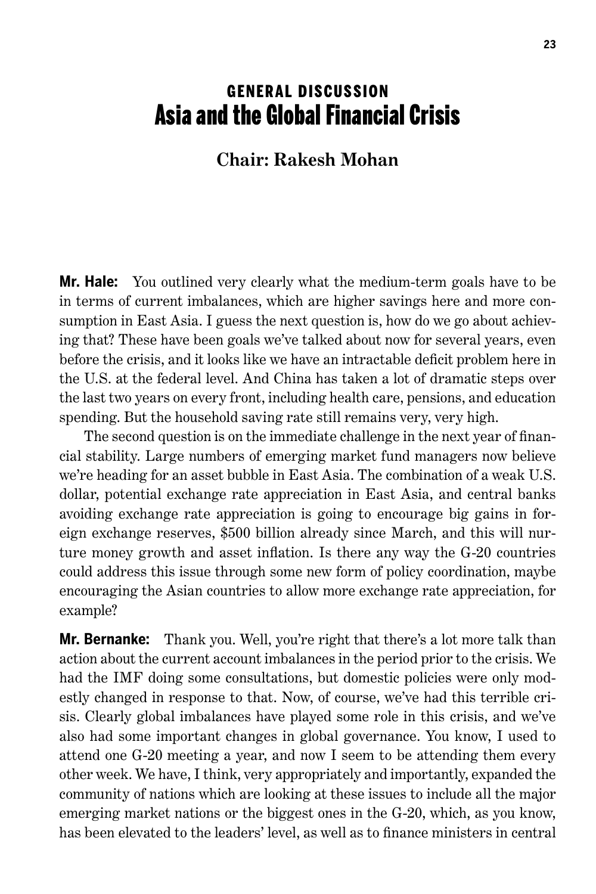# GENERAL DISCUSSION
# Asia and the Global Financial Crisis

## Chair: Rakesh Mohan

**Mr. Hale:** You outlined very clearly what the medium-term goals have to be in terms of current imbalances, which are higher savings here and more consumption in East Asia. I guess the next question is, how do we go about achieving that? These have been goals we've talked about now for several years, even before the crisis, and it looks like we have an intractable deficit problem here in the U.S. at the federal level. And China has taken a lot of dramatic steps over the last two years on every front, including health care, pensions, and education spending. But the household saving rate still remains very, very high.

The second question is on the immediate challenge in the next year of financial stability. Large numbers of emerging market fund managers now believe we're heading for an asset bubble in East Asia. The combination of a weak U.S. dollar, potential exchange rate appreciation in East Asia, and central banks avoiding exchange rate appreciation is going to encourage big gains in foreign exchange reserves, $500 billion already since March, and this will nurture money growth and asset inflation. Is there any way the G-20 countries could address this issue through some new form of policy coordination, maybe encouraging the Asian countries to allow more exchange rate appreciation, for example?

**Mr. Bernanke:** Thank you. Well, you're right that there's a lot more talk than action about the current account imbalances in the period prior to the crisis. We had the IMF doing some consultations, but domestic policies were only modestly changed in response to that. Now, of course, we've had this terrible crisis. Clearly global imbalances have played some role in this crisis, and we've also had some important changes in global governance. You know, I used to attend one G-20 meeting a year, and now I seem to be attending them every other week. We have, I think, very appropriately and importantly, expanded the community of nations which are looking at these issues to include all the major emerging market nations or the biggest ones in the G-20, which, as you know, has been elevated to the leaders' level, as well as to finance ministers in central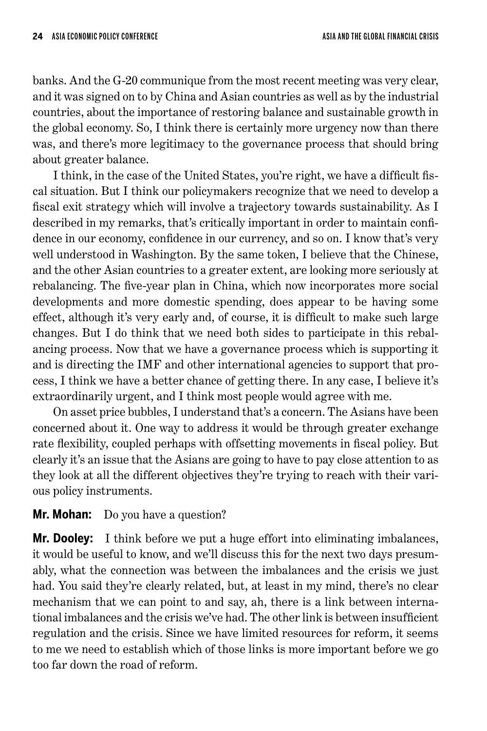banks. And the G-20 communique from the most recent meeting was very clear, and it was signed on to by China and Asian countries as well as by the industrial countries, about the importance of restoring balance and sustainable growth in the global economy. So, I think there is certainly more urgency now than there was, and there's more legitimacy to the governance process that should bring about greater balance.

I think, in the case of the United States, you're right, we have a difficult fiscal situation. But I think our policymakers recognize that we need to develop a fiscal exit strategy which will involve a trajectory towards sustainability. As I described in my remarks, that's critically important in order to maintain confidence in our economy, confidence in our currency, and so on. I know that's very well understood in Washington. By the same token, I believe that the Chinese, and the other Asian countries to a greater extent, are looking more seriously at rebalancing. The five-year plan in China, which now incorporates more social developments and more domestic spending, does appear to be having some effect, although it's very early and, of course, it is difficult to make such large changes. But I do think that we need both sides to participate in this rebalancing process. Now that we have a governance process which is supporting it and is directing the IMF and other international agencies to support that process, I think we have a better chance of getting there. In any case, I believe it's extraordinarily urgent, and I think most people would agree with me.

On asset price bubbles, I understand that's a concern. The Asians have been concerned about it. One way to address it would be through greater exchange rate flexibility, coupled perhaps with offsetting movements in fiscal policy. But clearly it's an issue that the Asians are going to have to pay close attention to as they look at all the different objectives they're trying to reach with their various policy instruments.

**Mr. Mohan:** Do you have a question?

**Mr. Dooley:** I think before we put a huge effort into eliminating imbalances, it would be useful to know, and we'll discuss this for the next two days presumably, what the connection was between the imbalances and the crisis we just had. You said they're clearly related, but, at least in my mind, there's no clear mechanism that we can point to and say, ah, there is a link between international imbalances and the crisis we've had. The other link is between insufficient regulation and the crisis. Since we have limited resources for reform, it seems to me we need to establish which of those links is more important before we go too far down the road of reform.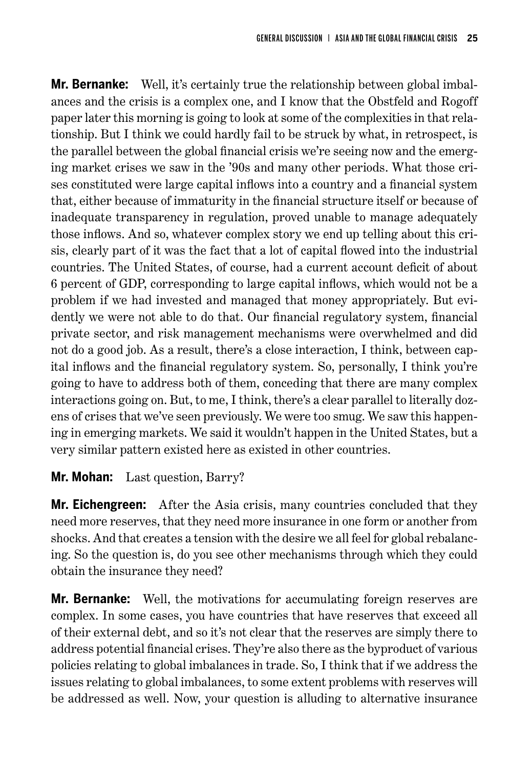**Mr. Bernanke:** Well, it's certainly true the relationship between global imbalances and the crisis is a complex one, and I know that the Obstfeld and Rogoff paper later this morning is going to look at some of the complexities in that relationship. But I think we could hardly fail to be struck by what, in retrospect, is the parallel between the global financial crisis we're seeing now and the emerging market crises we saw in the '90s and many other periods. What those crises constituted were large capital inflows into a country and a financial system that, either because of immaturity in the financial structure itself or because of inadequate transparency in regulation, proved unable to manage adequately those inflows. And so, whatever complex story we end up telling about this crisis, clearly part of it was the fact that a lot of capital flowed into the industrial countries. The United States, of course, had a current account deficit of about 6 percent of GDP, corresponding to large capital inflows, which would not be a problem if we had invested and managed that money appropriately. But evidently we were not able to do that. Our financial regulatory system, financial private sector, and risk management mechanisms were overwhelmed and did not do a good job. As a result, there's a close interaction, I think, between capital inflows and the financial regulatory system. So, personally, I think you're going to have to address both of them, conceding that there are many complex interactions going on. But, to me, I think, there's a clear parallel to literally dozens of crises that we've seen previously. We were too smug. We saw this happening in emerging markets. We said it wouldn't happen in the United States, but a very similar pattern existed here as existed in other countries.

**Mr. Mohan:** Last question, Barry?

**Mr. Eichengreen:** After the Asia crisis, many countries concluded that they need more reserves, that they need more insurance in one form or another from shocks. And that creates a tension with the desire we all feel for global rebalancing. So the question is, do you see other mechanisms through which they could obtain the insurance they need?

**Mr. Bernanke:** Well, the motivations for accumulating foreign reserves are complex. In some cases, you have countries that have reserves that exceed all of their external debt, and so it's not clear that the reserves are simply there to address potential financial crises. They're also there as the byproduct of various policies relating to global imbalances in trade. So, I think that if we address the issues relating to global imbalances, to some extent problems with reserves will be addressed as well. Now, your question is alluding to alternative insurance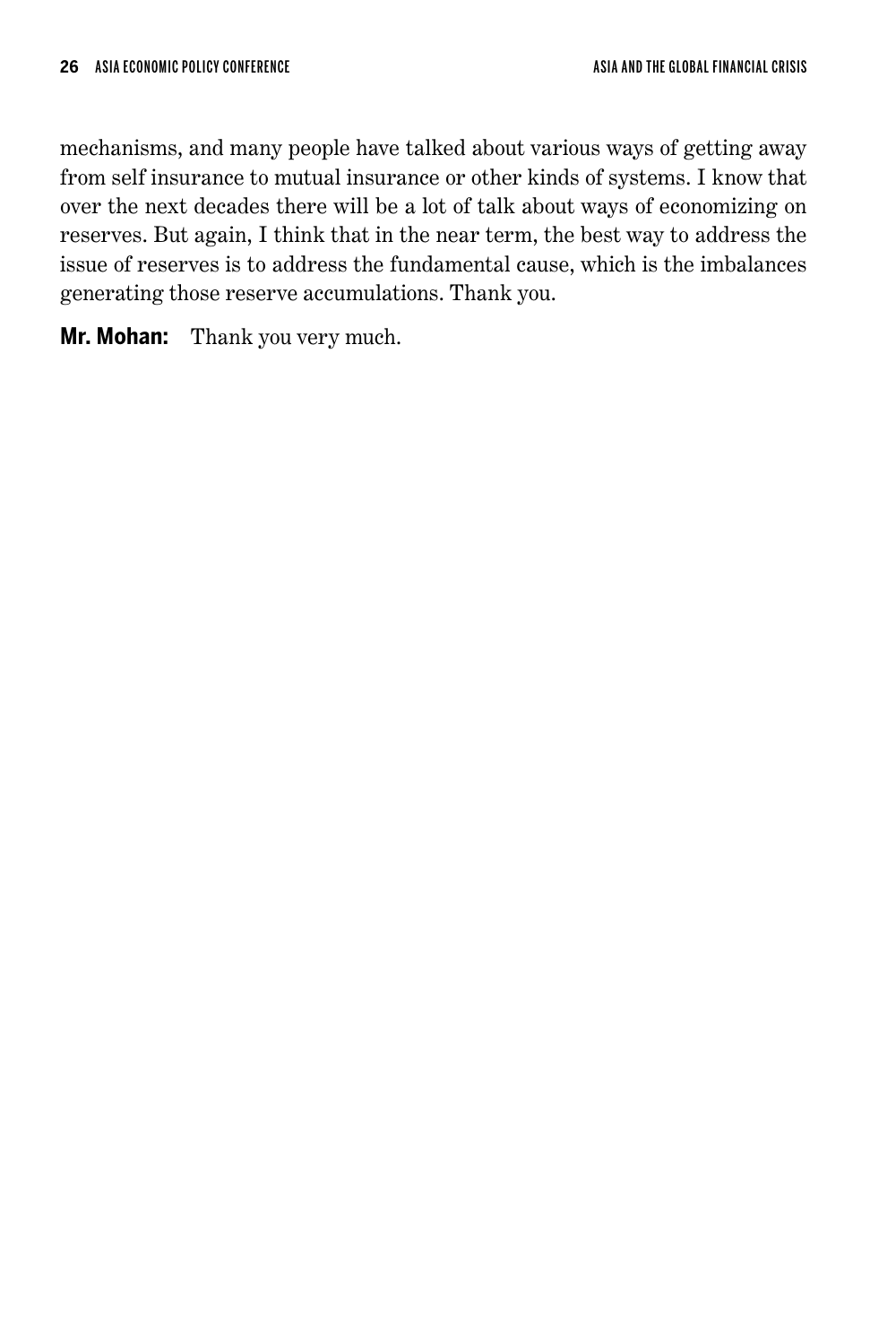mechanisms, and many people have talked about various ways of getting away from self insurance to mutual insurance or other kinds of systems. I know that over the next decades there will be a lot of talk about ways of economizing on reserves. But again, I think that in the near term, the best way to address the issue of reserves is to address the fundamental cause, which is the imbalances generating those reserve accumulations. Thank you.

**Mr. Mohan:** Thank you very much.